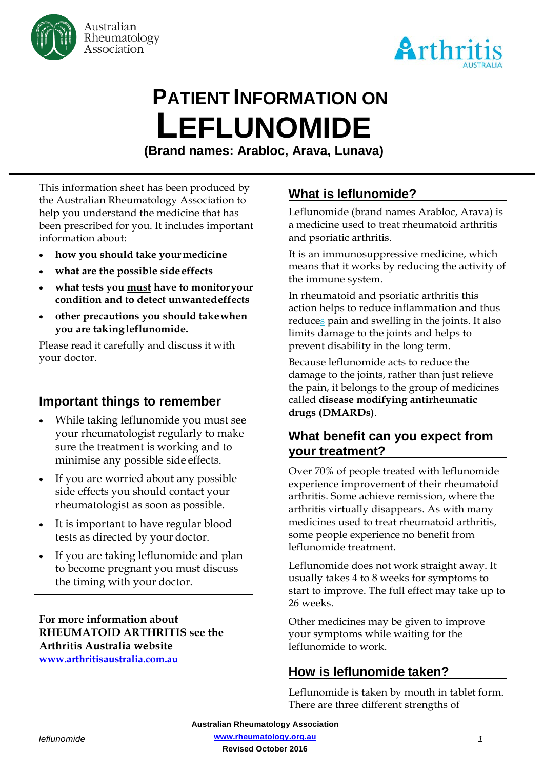Australian Rheumatology Association

Arthritis AUSTRALIA

# PATIENT INFORMATION ON LEFLUNOMIDE

**(Brand names: Arabloc, Arava, Lunava)**

This information sheet has been produced by the Australian Rheumatology Association to help you understand the medicine that has been prescribed for you. It includes important information about:

- **how you should take your medicine**
- **what are the possible side effects**
- **what tests you <u>must</u> have to monitor your condition and to detect unwanted effects**
- **other precautions you should take when you are taking leflunomide.**

Please read it carefully and discuss it with your doctor.

## Important things to remember

- While taking leflunomide you must see your rheumatologist regularly to make sure the treatment is working and to minimise any possible side effects.
- If you are worried about any possible side effects you should contact your rheumatologist as soon as possible.
- It is important to have regular blood tests as directed by your doctor.
- If you are taking leflunomide and plan to become pregnant you must discuss the timing with your doctor.

**For more information about RHEUMATOID ARTHRITIS see the Arthritis Australia website [www.arthritisaustralia.com.au](www.arthritisaustralia.com.au)**

## What is leflunomide?

Leflunomide (brand names Arabloc, Arava) is a medicine used to treat rheumatoid arthritis and psoriatic arthritis.

It is an immunosuppressive medicine, which means that it works by reducing the activity of the immune system.

In rheumatoid and psoriatic arthritis this action helps to reduce inflammation and thus reduces pain and swelling in the joints. It also limits damage to the joints and helps to prevent disability in the long term.

Because leflunomide acts to reduce the damage to the joints, rather than just relieve the pain, it belongs to the group of medicines called **disease modifying antirheumatic drugs (DMARDs)**.

## What benefit can you expect from your treatment?

Over 70% of people treated with leflunomide experience improvement of their rheumatoid arthritis. Some achieve remission, where the arthritis virtually disappears. As with many medicines used to treat rheumatoid arthritis, some people experience no benefit from leflunomide treatment.

Leflunomide does not work straight away. It usually takes 4 to 8 weeks for symptoms to start to improve. The full effect may take up to 26 weeks.

Other medicines may be given to improve your symptoms while waiting for the leflunomide to work.

## How is leflunomide taken?

Leflunomide is taken by mouth in tablet form. There are three different strengths of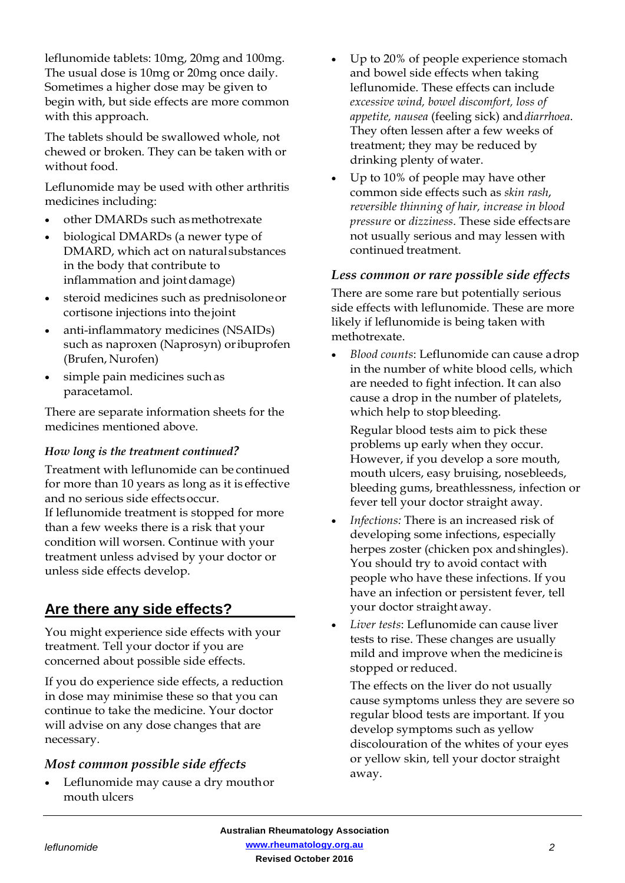leflunomide tablets: 10mg, 20mg and 100mg. The usual dose is 10mg or 20mg once daily. Sometimes a higher dose may be given to begin with, but side effects are more common with this approach.

The tablets should be swallowed whole, not chewed or broken. They can be taken with or without food.

Leflunomide may be used with other arthritis medicines including:

- other DMARDs such as methotrexate
- biological DMARDs (a newer type of DMARD, which act on natural substances in the body that contribute to inflammation and joint damage)
- steroid medicines such as prednisolone or cortisone injections into the joint
- anti-inflammatory medicines (NSAIDs) such as naproxen (Naprosyn) or ibuprofen (Brufen, Nurofen)
- simple pain medicines such as paracetamol.

There are separate information sheets for the medicines mentioned above.

### *How long is the treatment continued?*

Treatment with leflunomide can be continued for more than 10 years as long as it is effective and no serious side effects occur.
If leflunomide treatment is stopped for more than a few weeks there is a risk that your condition will worsen. Continue with your treatment unless advised by your doctor or unless side effects develop.

## Are there any side effects?

You might experience side effects with your treatment. Tell your doctor if you are concerned about possible side effects.

If you do experience side effects, a reduction in dose may minimise these so that you can continue to take the medicine. Your doctor will advise on any dose changes that are necessary.

### *Most common possible side effects*

- Leflunomide may cause a dry mouth or mouth ulcers
- Up to 20% of people experience stomach and bowel side effects when taking leflunomide. These effects can include *excessive wind, bowel discomfort, loss of appetite, nausea* (feeling sick) and *diarrhoea*. They often lessen after a few weeks of treatment; they may be reduced by drinking plenty of water.
- Up to 10% of people may have other common side effects such as *skin rash*, *reversible thinning of hair, increase in blood pressure* or *dizziness*. These side effects are not usually serious and may lessen with continued treatment.

### *Less common or rare possible side effects*

There are some rare but potentially serious side effects with leflunomide. These are more likely if leflunomide is being taken with methotrexate.

- *Blood counts*: Leflunomide can cause a drop in the number of white blood cells, which are needed to fight infection. It can also cause a drop in the number of platelets, which help to stop bleeding.

  Regular blood tests aim to pick these problems up early when they occur. However, if you develop a sore mouth, mouth ulcers, easy bruising, nosebleeds, bleeding gums, breathlessness, infection or fever tell your doctor straight away.
- *Infections:* There is an increased risk of developing some infections, especially herpes zoster (chicken pox and shingles). You should try to avoid contact with people who have these infections. If you have an infection or persistent fever, tell your doctor straight away.
- *Liver tests*: Leflunomide can cause liver tests to rise. These changes are usually mild and improve when the medicine is stopped or reduced.

  The effects on the liver do not usually cause symptoms unless they are severe so regular blood tests are important. If you develop symptoms such as yellow discolouration of the whites of your eyes or yellow skin, tell your doctor straight away.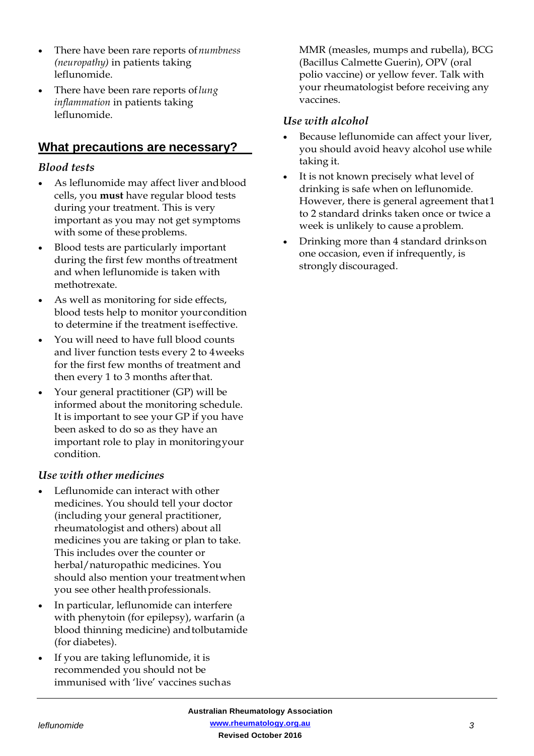- There have been rare reports of *numbness (neuropathy)* in patients taking leflunomide.
- There have been rare reports of *lung inflammation* in patients taking leflunomide.

## What precautions are necessary?

### *Blood tests*

- As leflunomide may affect liver and blood cells, you **must** have regular blood tests during your treatment. This is very important as you may not get symptoms with some of these problems.
- Blood tests are particularly important during the first few months of treatment and when leflunomide is taken with methotrexate.
- As well as monitoring for side effects, blood tests help to monitor your condition to determine if the treatment is effective.
- You will need to have full blood counts and liver function tests every 2 to 4 weeks for the first few months of treatment and then every 1 to 3 months after that.
- Your general practitioner (GP) will be informed about the monitoring schedule. It is important to see your GP if you have been asked to do so as they have an important role to play in monitoring your condition.

### *Use with other medicines*

- Leflunomide can interact with other medicines. You should tell your doctor (including your general practitioner, rheumatologist and others) about all medicines you are taking or plan to take. This includes over the counter or herbal/naturopathic medicines. You should also mention your treatment when you see other health professionals.
- In particular, leflunomide can interfere with phenytoin (for epilepsy), warfarin (a blood thinning medicine) and tolbutamide (for diabetes).
- If you are taking leflunomide, it is recommended you should not be immunised with 'live' vaccines such as MMR (measles, mumps and rubella), BCG (Bacillus Calmette Guerin), OPV (oral polio vaccine) or yellow fever. Talk with your rheumatologist before receiving any vaccines.

### *Use with alcohol*

- Because leflunomide can affect your liver, you should avoid heavy alcohol use while taking it.
- It is not known precisely what level of drinking is safe when on leflunomide. However, there is general agreement that 1 to 2 standard drinks taken once or twice a week is unlikely to cause a problem.
- Drinking more than 4 standard drinks on one occasion, even if infrequently, is strongly discouraged.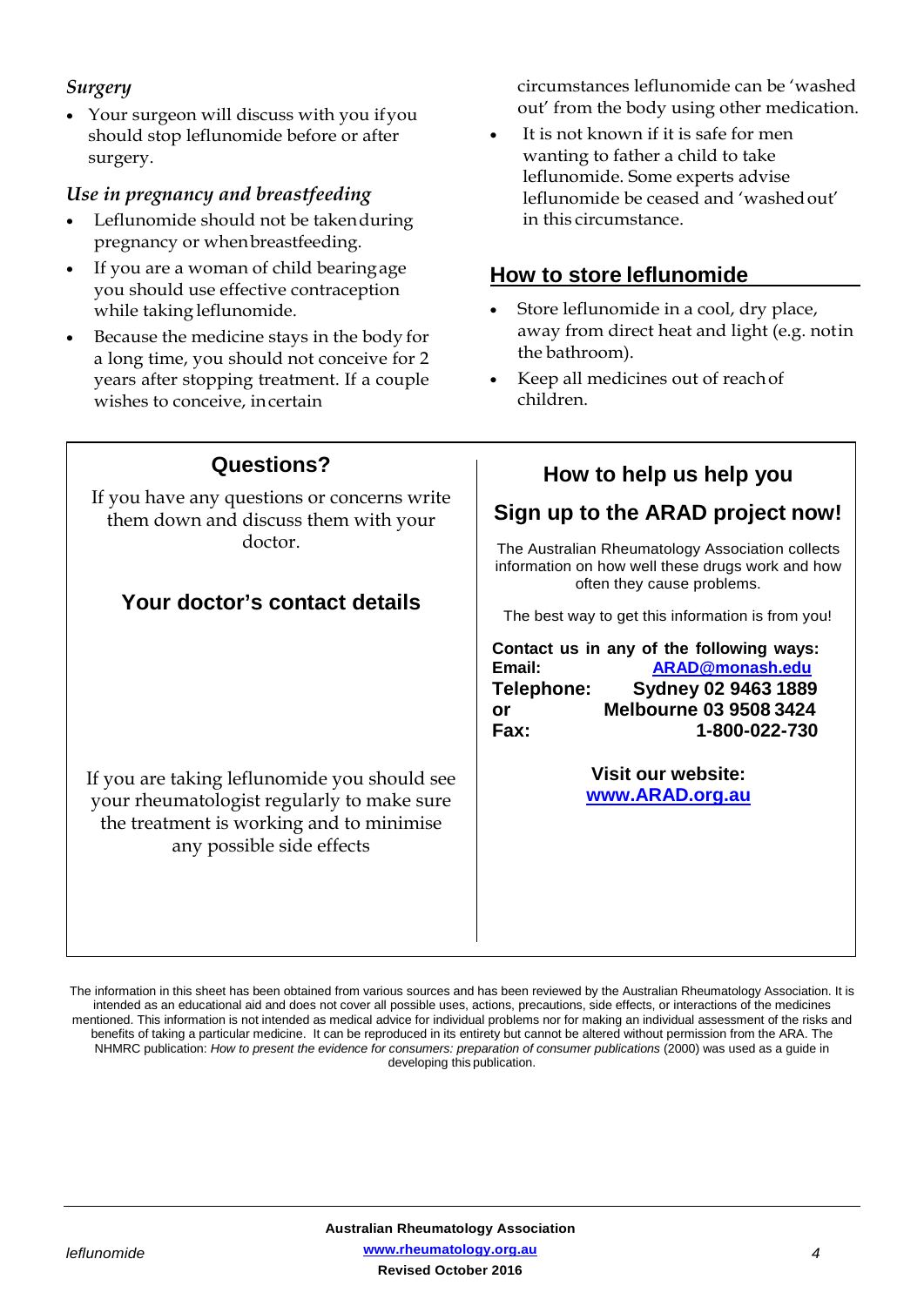*Surgery*

- Your surgeon will discuss with you if you should stop leflunomide before or after surgery.

*Use in pregnancy and breastfeeding*

- Leflunomide should not be taken during pregnancy or when breastfeeding.
- If you are a woman of child bearing age you should use effective contraception while taking leflunomide.
- Because the medicine stays in the body for a long time, you should not conceive for 2 years after stopping treatment. If a couple wishes to conceive, in certain circumstances leflunomide can be 'washed out' from the body using other medication.
- It is not known if it is safe for men wanting to father a child to take leflunomide. Some experts advise leflunomide be ceased and 'washed out' in this circumstance.

## How to store leflunomide

- Store leflunomide in a cool, dry place, away from direct heat and light (e.g. not in the bathroom).
- Keep all medicines out of reach of children.

## Questions?

If you have any questions or concerns write them down and discuss them with your doctor.

## Your doctor's contact details

If you are taking leflunomide you should see your rheumatologist regularly to make sure the treatment is working and to minimise any possible side effects

## How to help us help you

## Sign up to the ARAD project now!

The Australian Rheumatology Association collects information on how well these drugs work and how often they cause problems.

The best way to get this information is from you!

**Contact us in any of the following ways:**
**Email:** **ARAD@monash.edu**
**Telephone:** **Sydney 02 9463 1889**
**or** **Melbourne 03 9508 3424**
**Fax:** **1-800-022-730**

**Visit our website:**
**www.ARAD.org.au**

The information in this sheet has been obtained from various sources and has been reviewed by the Australian Rheumatology Association. It is intended as an educational aid and does not cover all possible uses, actions, precautions, side effects, or interactions of the medicines mentioned. This information is not intended as medical advice for individual problems nor for making an individual assessment of the risks and benefits of taking a particular medicine. It can be reproduced in its entirety but cannot be altered without permission from the ARA. The NHMRC publication: *How to present the evidence for consumers: preparation of consumer publications* (2000) was used as a guide in developing this publication.